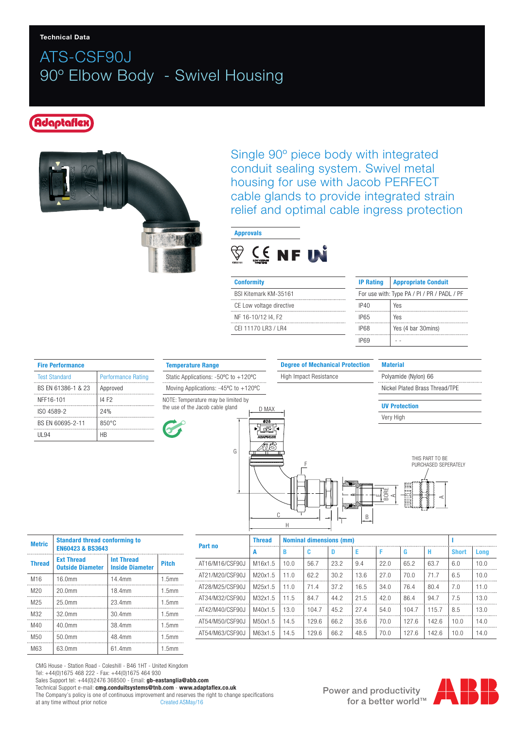Technical Data

# ATS-CSF90J
## 90º Elbow Body - Swivel Housing

Single 90º piece body with integrated conduit sealing system. Swivel metal housing for use with Jacob PERFECT cable glands to provide integrated strain relief and optimal cable ingress protection

**Approvals**

| Conformity |
|---|
| BSI Kitemark KM-35161 |
| CE Low voltage directive |
| NF 16-10/12 I4, F2 |
| CEI 11170 LR3 / LR4 |

| IP Rating | Appropriate Conduit |
|---|---|
| For use with: Type PA / PI / PR / PADL / PF | |
| IP40 | Yes |
| IP65 | Yes |
| IP68 | Yes (4 bar 30mins) |
| IP69 | - - |

| Fire Performance | |
|---|---|
| Test Standard | Performance Rating |
| BS EN 61386-1 & 23 | Approved |
| NFF16-101 | I4 F2 |
| ISO 4589-2 | 24% |
| BS EN 60695-2-11 | 850°C |
| UL94 | HB |

| Temperature Range |
|---|
| Static Applications: -50ºC to +120ºC |
| Moving Applications: -45ºC to +120ºC |

NOTE: Temperature may be limited by the use of the Jacob cable gland

| Degree of Mechanical Protection |
|---|
| High Impact Resistance |

| Material |
|---|
| Polyamide (Nylon) 66 |
| Nickel Plated Brass Thread/TPE |

| UV Protection |
|---|
| Very High |

THIS PART TO BE PURCHASED SEPERATELY

| Metric | Standard thread conforming to EN60423 & BS3643 | | |
|---|---|---|---|
| Thread | Ext Thread Outside Diameter | Int Thread Inside Diameter | Pitch |
| M16 | 16.0mm | 14.4mm | 1.5mm |
| M20 | 20.0mm | 18.4mm | 1.5mm |
| M25 | 25.0mm | 23.4mm | 1.5mm |
| M32 | 32.0mm | 30.4mm | 1.5mm |
| M40 | 40.0mm | 38.4mm | 1.5mm |
| M50 | 50.0mm | 48.4mm | 1.5mm |
| M63 | 63.0mm | 61.4mm | 1.5mm |

| Part no | Thread | Nominal dimensions (mm) | | | | | | | I | |
|---|---|---|---|---|---|---|---|---|---|---|
| | A | B | C | D | E | F | G | H | Short | Long |
| AT16/M16/CSF90J | M16x1.5 | 10.0 | 56.7 | 23.2 | 9.4 | 22.0 | 65.2 | 63.7 | 6.0 | 10.0 |
| AT21/M20/CSF90J | M20x1.5 | 11.0 | 62.2 | 30.2 | 13.6 | 27.0 | 70.0 | 71.7 | 6.5 | 10.0 |
| AT28/M25/CSF90J | M25x1.5 | 11.0 | 71.4 | 37.2 | 16.5 | 34.0 | 76.4 | 80.4 | 7.0 | 11.0 |
| AT34/M32/CSF90J | M32x1.5 | 11.5 | 84.7 | 44.2 | 21.5 | 42.0 | 86.4 | 94.7 | 7.5 | 13.0 |
| AT42/M40/CSF90J | M40x1.5 | 13.0 | 104.7 | 45.2 | 27.4 | 54.0 | 104.7 | 115.7 | 8.5 | 13.0 |
| AT54/M50/CSF90J | M50x1.5 | 14.5 | 129.6 | 66.2 | 35.6 | 70.0 | 127.6 | 142.6 | 10.0 | 14.0 |
| AT54/M63/CSF90J | M63x1.5 | 14.5 | 129.6 | 66.2 | 48.5 | 70.0 | 127.6 | 142.6 | 10.0 | 14.0 |

CMG House - Station Road - Coleshill - B46 1HT - United Kingdom
Tel: +44(0)1675 468 222 - Fax: +44(0)1675 464 930
Sales Support tel: +44(0)2476 368500 - Email: **gb-eastanglia@abb.com**
Technical Support e-mail: **cmg.conduitsystems@tnb.com** - **www.adaptaflex.co.uk**
The Company's policy is one of continuous improvement and reserves the right to change specifications at any time without prior notice
Created ASMay/16

Power and productivity for a better world™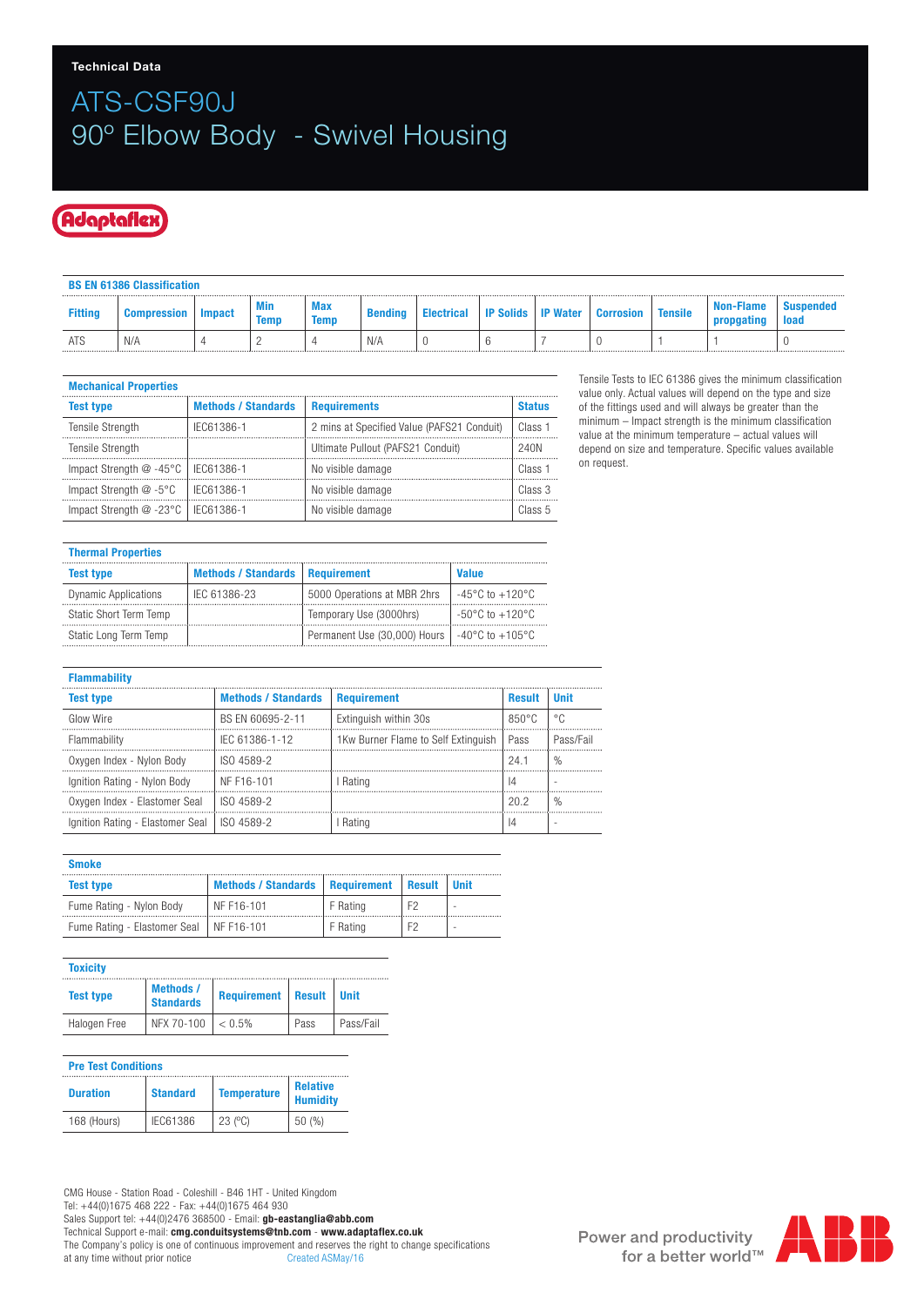Technical Data

# ATS-CSF90J
# 90º Elbow Body - Swivel Housing

Adaptaflex

**BS EN 61386 Classification**

| Fitting | Compression | Impact | Min Temp | Max Temp | Bending | Electrical | IP Solids | IP Water | Corrosion | Tensile | Non-Flame propagting | Suspended load |
|---|---|---|---|---|---|---|---|---|---|---|---|---|
| ATS | N/A | 4 | 2 | 4 | N/A | 0 | 6 | 7 | 0 | 1 | 1 | 0 |

**Mechanical Properties**

| Test type | Methods / Standards | Requirements | Status |
|---|---|---|---|
| Tensile Strength | IEC61386-1 | 2 mins at Specified Value (PAFS21 Conduit) | Class 1 |
| Tensile Strength | | Ultimate Pullout (PAFS21 Conduit) | 240N |
| Impact Strength @ -45°C | IEC61386-1 | No visible damage | Class 1 |
| Impact Strength @ -5°C | IEC61386-1 | No visible damage | Class 3 |
| Impact Strength @ -23°C | IEC61386-1 | No visible damage | Class 5 |

Tensile Tests to IEC 61386 gives the minimum classification value only. Actual values will depend on the type and size of the fittings used and will always be greater than the minimum – Impact strength is the minimum classification value at the minimum temperature – actual values will depend on size and temperature. Specific values available on request.

**Thermal Properties**

| Test type | Methods / Standards | Requirement | Value |
|---|---|---|---|
| Dynamic Applications | IEC 61386-23 | 5000 Operations at MBR 2hrs | -45°C to +120°C |
| Static Short Term Temp | | Temporary Use (3000hrs) | -50°C to +120°C |
| Static Long Term Temp | | Permanent Use (30,000) Hours | -40°C to +105°C |

**Flammability**

| Test type | Methods / Standards | Requirement | Result | Unit |
|---|---|---|---|---|
| Glow Wire | BS EN 60695-2-11 | Extinguish within 30s | 850°C | °C |
| Flammability | IEC 61386-1-12 | 1Kw Burner Flame to Self Extinguish | Pass | Pass/Fail |
| Oxygen Index - Nylon Body | ISO 4589-2 | | 24.1 | % |
| Ignition Rating - Nylon Body | NF F16-101 | I Rating | I4 | - |
| Oxygen Index - Elastomer Seal | ISO 4589-2 | | 20.2 | % |
| Ignition Rating - Elastomer Seal | ISO 4589-2 | I Rating | I4 | - |

**Smoke**

| Test type | Methods / Standards | Requirement | Result | Unit |
|---|---|---|---|---|
| Fume Rating - Nylon Body | NF F16-101 | F Rating | F2 | - |
| Fume Rating - Elastomer Seal | NF F16-101 | F Rating | F2 | - |

**Toxicity**

| Test type | Methods / Standards | Requirement | Result | Unit |
|---|---|---|---|---|
| Halogen Free | NFX 70-100 | < 0.5% | Pass | Pass/Fail |

**Pre Test Conditions**

| Duration | Standard | Temperature | Relative Humidity |
|---|---|---|---|
| 168 (Hours) | IEC61386 | 23 (°C) | 50 (%) |

CMG House - Station Road - Coleshill - B46 1HT - United Kingdom
Tel: +44(0)1675 468 222 - Fax: +44(0)1675 464 930
Sales Support tel: +44(0)2476 368500 - Email: **gb-eastanglia@abb.com**
Technical Support e-mail: **cmg.conduitsystems@tnb.com** - **www.adaptaflex.co.uk**
The Company's policy is one of continuous improvement and reserves the right to change specifications at any time without prior notice

Created ASMay/16

Power and productivity for a better world™

ABB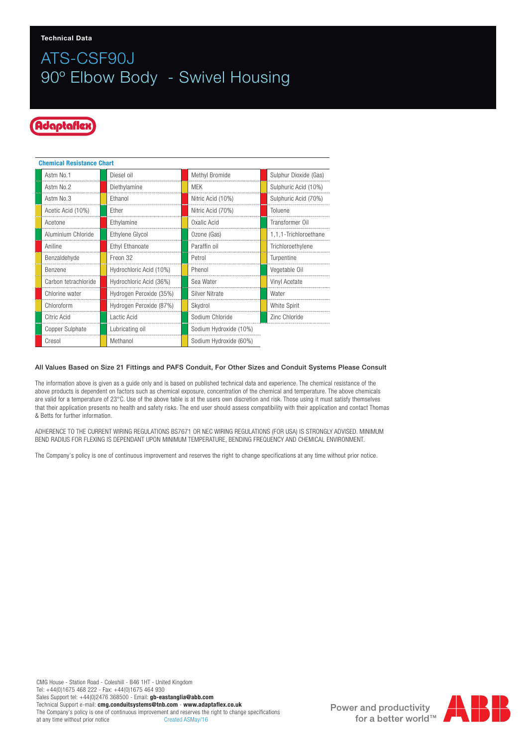**Technical Data**

# ATS-CSF90J
# 90º Elbow Body - Swivel Housing

Adaptaflex

### Chemical Resistance Chart

| | | | |
|---|---|---|---|
| Astm No.1 | Diesel oil | Methyl Bromide | Sulphur Dioxide (Gas) |
| Astm No.2 | Diethylamine | MEK | Sulphuric Acid (10%) |
| Astm No.3 | Ethanol | Nitric Acid (10%) | Sulphuric Acid (70%) |
| Acetic Acid (10%) | Ether | Nitric Acid (70%) | Toluene |
| Acetone | Ethylamine | Oxalic Acid | Transformer Oil |
| Aluminium Chloride | Ethylene Glycol | Ozone (Gas) | 1,1,1-Trichloroethane |
| Aniline | Ethyl Ethanoate | Paraffin oil | Trichloroethylene |
| Benzaldehyde | Freon 32 | Petrol | Turpentine |
| Benzene | Hydrochloric Acid (10%) | Phenol | Vegetable Oil |
| Carbon tetrachloride | Hydrochloric Acid (36%) | Sea Water | Vinyl Acetate |
| Chlorine water | Hydrogen Peroxide (35%) | Silver Nitrate | Water |
| Chloroform | Hydrogen Peroxide (87%) | Skydrol | White Spirit |
| Citric Acid | Lactic Acid | Sodium Chloride | Zinc Chloride |
| Copper Sulphate | Lubricating oil | Sodium Hydroxide (10%) | |
| Cresol | Methanol | Sodium Hydroxide (60%) | |

**All Values Based on Size 21 Fittings and PAFS Conduit, For Other Sizes and Conduit Systems Please Consult**

The information above is given as a guide only and is based on published technical data and experience. The chemical resistance of the above products is dependent on factors such as chemical exposure, concentration of the chemical and temperature. The above chemicals are valid for a temperature of 23°C. Use of the above table is at the users own discretion and risk. Those using it must satisfy themselves that their application presents no health and safety risks. The end user should assess compatibility with their application and contact Thomas & Betts for further information.

ADHERENCE TO THE CURRENT WIRING REGULATIONS BS7671 OR NEC WIRING REGULATIONS (FOR USA) IS STRONGLY ADVISED. MINIMUM BEND RADIUS FOR FLEXING IS DEPENDANT UPON MINIMUM TEMPERATURE, BENDING FREQUENCY AND CHEMICAL ENVIRONMENT.

The Company's policy is one of continuous improvement and reserves the right to change specifications at any time without prior notice.

CMG House - Station Road - Coleshill - B46 1HT - United Kingdom
Tel: +44(0)1675 468 222 - Fax: +44(0)1675 464 930
Sales Support tel: +44(0)2476 368500 - Email: **gb-eastanglia@abb.com**
Technical Support e-mail: **cmg.conduitsystems@tnb.com** - **www.adaptaflex.co.uk**
The Company's policy is one of continuous improvement and reserves the right to change specifications at any time without prior notice
Created ASMay/16

Power and productivity for a better world™

ABB